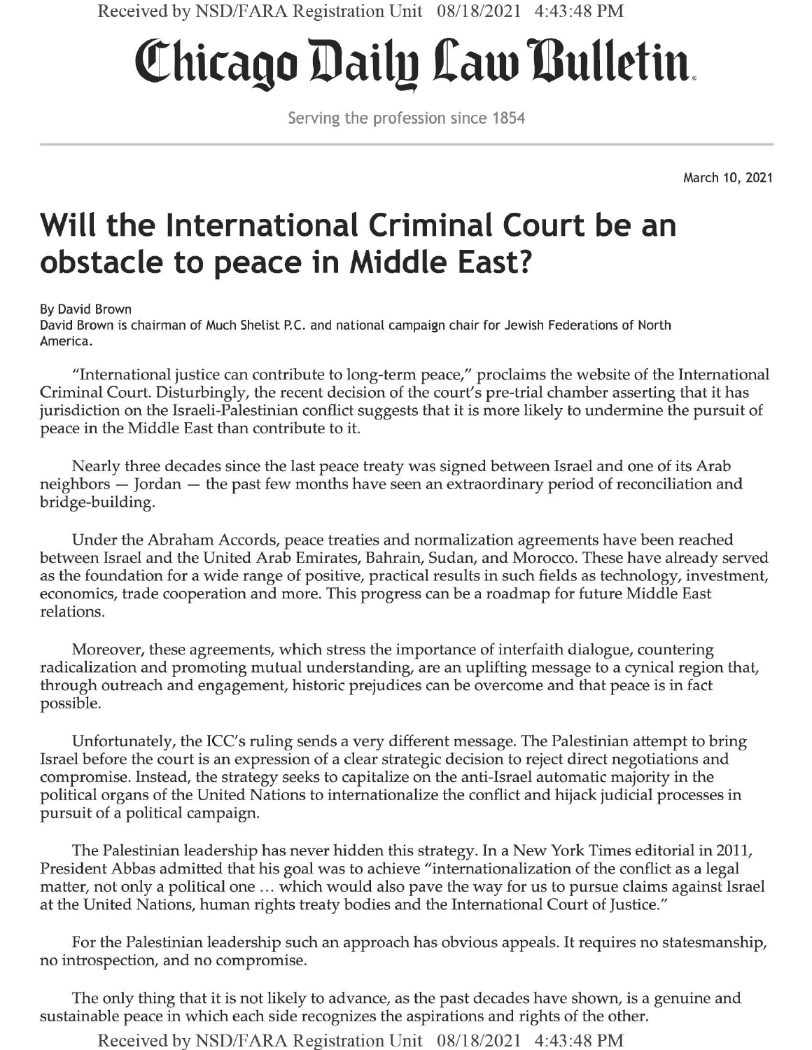# Chicago Daily Law Bulletin

Serving the profession since 1854

March 10, 2021

## Will the International Criminal Court be an obstacle to peace in Middle East?

By David Brown
David Brown is chairman of Much Shelist P.C. and national campaign chair for Jewish Federations of North America.

"International justice can contribute to long-term peace," proclaims the website of the International Criminal Court. Disturbingly, the recent decision of the court's pre-trial chamber asserting that it has jurisdiction on the Israeli-Palestinian conflict suggests that it is more likely to undermine the pursuit of peace in the Middle East than contribute to it.

Nearly three decades since the last peace treaty was signed between Israel and one of its Arab neighbors — Jordan — the past few months have seen an extraordinary period of reconciliation and bridge-building.

Under the Abraham Accords, peace treaties and normalization agreements have been reached between Israel and the United Arab Emirates, Bahrain, Sudan, and Morocco. These have already served as the foundation for a wide range of positive, practical results in such fields as technology, investment, economics, trade cooperation and more. This progress can be a roadmap for future Middle East relations.

Moreover, these agreements, which stress the importance of interfaith dialogue, countering radicalization and promoting mutual understanding, are an uplifting message to a cynical region that, through outreach and engagement, historic prejudices can be overcome and that peace is in fact possible.

Unfortunately, the ICC's ruling sends a very different message. The Palestinian attempt to bring Israel before the court is an expression of a clear strategic decision to reject direct negotiations and compromise. Instead, the strategy seeks to capitalize on the anti-Israel automatic majority in the political organs of the United Nations to internationalize the conflict and hijack judicial processes in pursuit of a political campaign.

The Palestinian leadership has never hidden this strategy. In a New York Times editorial in 2011, President Abbas admitted that his goal was to achieve "internationalization of the conflict as a legal matter, not only a political one … which would also pave the way for us to pursue claims against Israel at the United Nations, human rights treaty bodies and the International Court of Justice."

For the Palestinian leadership such an approach has obvious appeals. It requires no statesmanship, no introspection, and no compromise.

The only thing that it is not likely to advance, as the past decades have shown, is a genuine and sustainable peace in which each side recognizes the aspirations and rights of the other.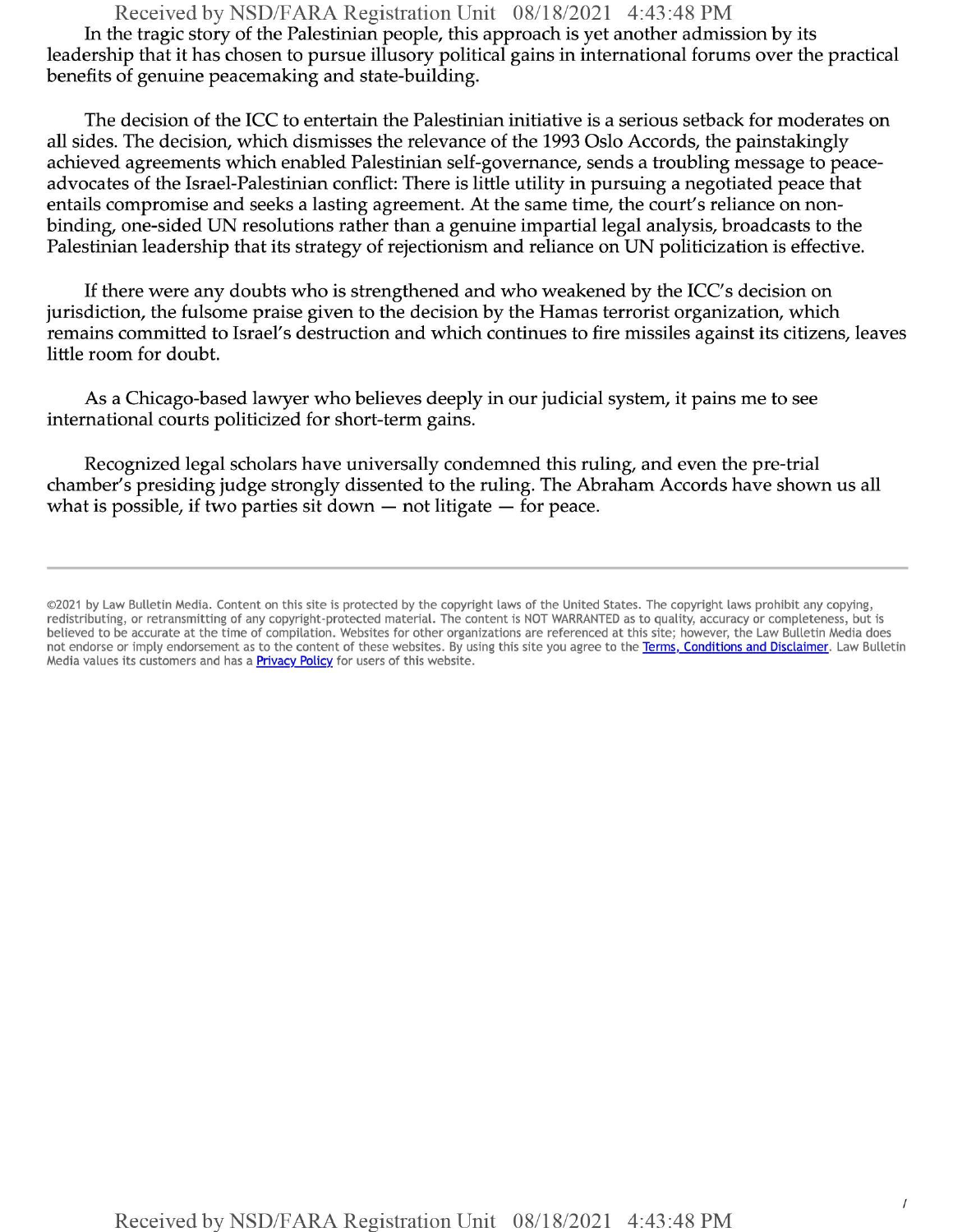In the tragic story of the Palestinian people, this approach is yet another admission by its leadership that it has chosen to pursue illusory political gains in international forums over the practical benefits of genuine peacemaking and state-building.

The decision of the ICC to entertain the Palestinian initiative is a serious setback for moderates on all sides. The decision, which dismisses the relevance of the 1993 Oslo Accords, the painstakingly achieved agreements which enabled Palestinian self-governance, sends a troubling message to peace-advocates of the Israel-Palestinian conflict: There is little utility in pursuing a negotiated peace that entails compromise and seeks a lasting agreement. At the same time, the court's reliance on non-binding, one-sided UN resolutions rather than a genuine impartial legal analysis, broadcasts to the Palestinian leadership that its strategy of rejectionism and reliance on UN politicization is effective.

If there were any doubts who is strengthened and who weakened by the ICC's decision on jurisdiction, the fulsome praise given to the decision by the Hamas terrorist organization, which remains committed to Israel's destruction and which continues to fire missiles against its citizens, leaves little room for doubt.

As a Chicago-based lawyer who believes deeply in our judicial system, it pains me to see international courts politicized for short-term gains.

Recognized legal scholars have universally condemned this ruling, and even the pre-trial chamber's presiding judge strongly dissented to the ruling. The Abraham Accords have shown us all what is possible, if two parties sit down — not litigate — for peace.

---

©2021 by Law Bulletin Media. Content on this site is protected by the copyright laws of the United States. The copyright laws prohibit any copying, redistributing, or retransmitting of any copyright-protected material. The content is NOT WARRANTED as to quality, accuracy or completeness, but is believed to be accurate at the time of compilation. Websites for other organizations are referenced at this site; however, the Law Bulletin Media does not endorse or imply endorsement as to the content of these websites. By using this site you agree to the Terms, Conditions and Disclaimer. Law Bulletin Media values its customers and has a Privacy Policy for users of this website.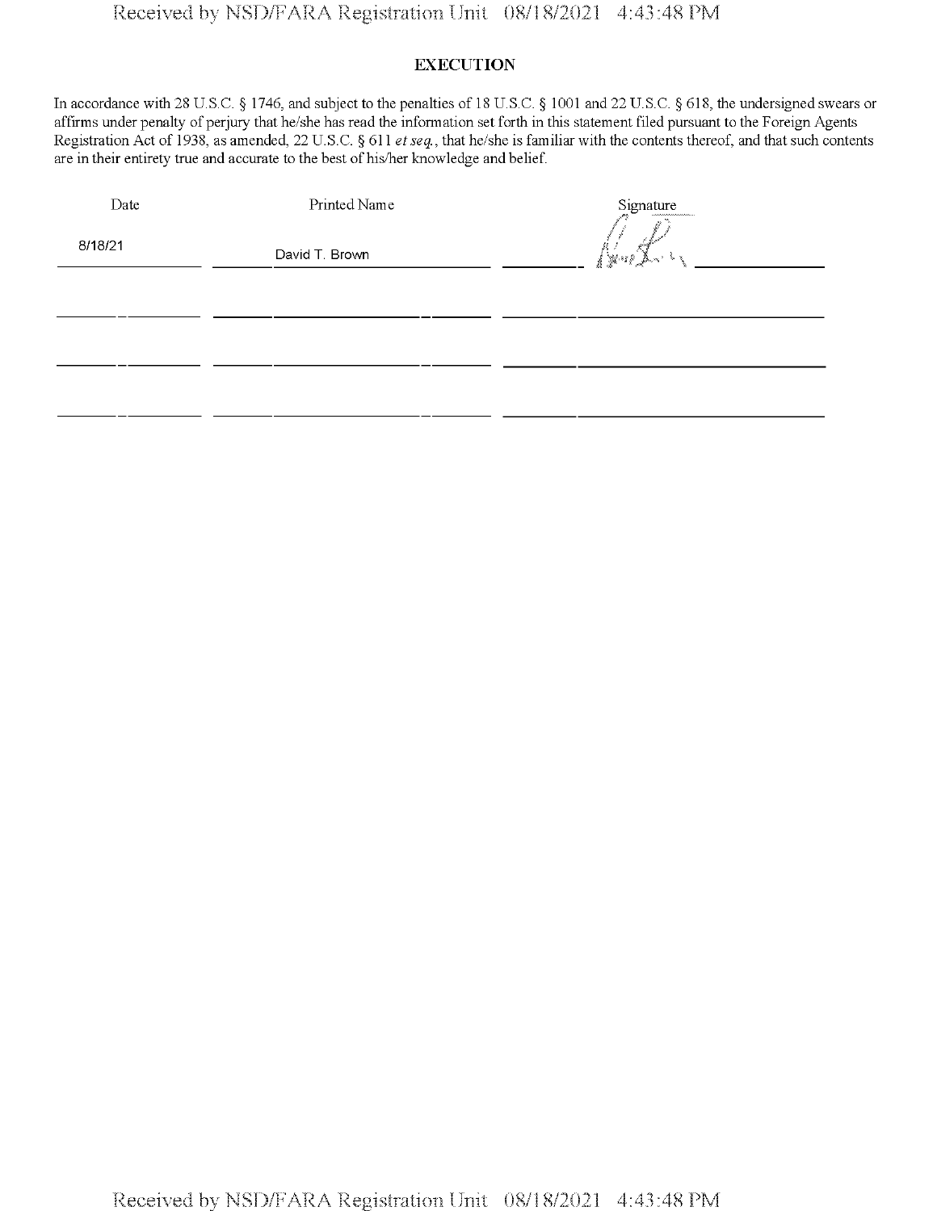## EXECUTION

In accordance with 28 U.S.C. § 1746, and subject to the penalties of 18 U.S.C. § 1001 and 22 U.S.C. § 618, the undersigned swears or affirms under penalty of perjury that he/she has read the information set forth in this statement filed pursuant to the Foreign Agents Registration Act of 1938, as amended, 22 U.S.C. § 611 *et seq.*, that he/she is familiar with the contents thereof, and that such contents are in their entirety true and accurate to the best of his/her knowledge and belief.

| Date | Printed Name | Signature |
| --- | --- | --- |
| 8/18/21 | David T. Brown | |
| | | |
| | | |
| | | |